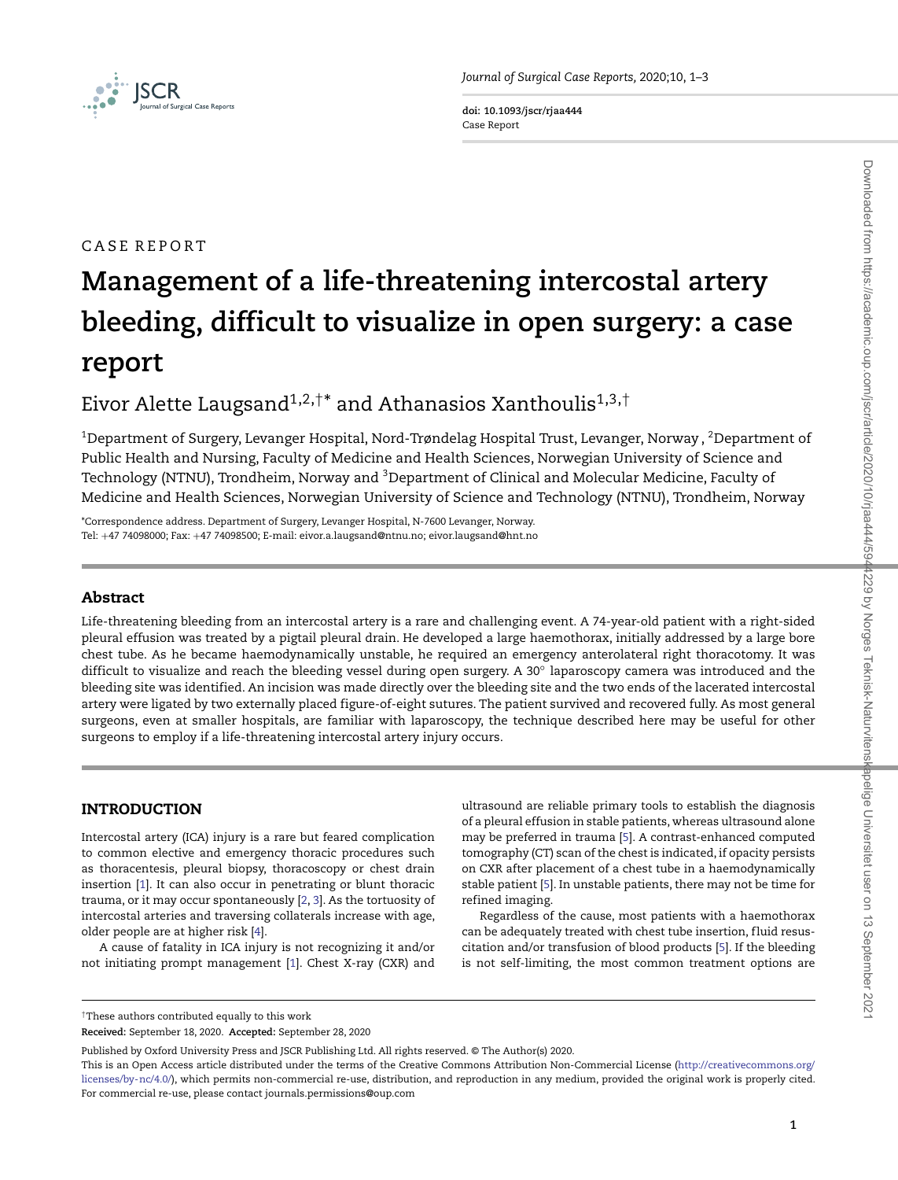CASE REPORT

# Management of a life-threatening intercostal artery bleeding, difficult to visualize in open surgery: a case report

Eivor Alette Laugsand[1,2,†*] and Athanasios Xanthoulis[1,3,†]

[1]Department of Surgery, Levanger Hospital, Nord-Trøndelag Hospital Trust, Levanger, Norway , [2]Department of Public Health and Nursing, Faculty of Medicine and Health Sciences, Norwegian University of Science and Technology (NTNU), Trondheim, Norway and [3]Department of Clinical and Molecular Medicine, Faculty of Medicine and Health Sciences, Norwegian University of Science and Technology (NTNU), Trondheim, Norway

*Correspondence address. Department of Surgery, Levanger Hospital, N-7600 Levanger, Norway. Tel: +47 74098000; Fax: +47 74098500; E-mail: eivor.a.laugsand@ntnu.no; eivor.laugsand@hnt.no

## Abstract

Life-threatening bleeding from an intercostal artery is a rare and challenging event. A 74-year-old patient with a right-sided pleural effusion was treated by a pigtail pleural drain. He developed a large haemothorax, initially addressed by a large bore chest tube. As he became haemodynamically unstable, he required an emergency anterolateral right thoracotomy. It was difficult to visualize and reach the bleeding vessel during open surgery. A 30° laparoscopy camera was introduced and the bleeding site was identified. An incision was made directly over the bleeding site and the two ends of the lacerated intercostal artery were ligated by two externally placed figure-of-eight sutures. The patient survived and recovered fully. As most general surgeons, even at smaller hospitals, are familiar with laparoscopy, the technique described here may be useful for other surgeons to employ if a life-threatening intercostal artery injury occurs.

## INTRODUCTION

Intercostal artery (ICA) injury is a rare but feared complication to common elective and emergency thoracic procedures such as thoracentesis, pleural biopsy, thoracoscopy or chest drain insertion [1]. It can also occur in penetrating or blunt thoracic trauma, or it may occur spontaneously [2, 3]. As the tortuosity of intercostal arteries and traversing collaterals increase with age, older people are at higher risk [4].

A cause of fatality in ICA injury is not recognizing it and/or not initiating prompt management [1]. Chest X-ray (CXR) and ultrasound are reliable primary tools to establish the diagnosis of a pleural effusion in stable patients, whereas ultrasound alone may be preferred in trauma [5]. A contrast-enhanced computed tomography (CT) scan of the chest is indicated, if opacity persists on CXR after placement of a chest tube in a haemodynamically stable patient [5]. In unstable patients, there may not be time for refined imaging.

Regardless of the cause, most patients with a haemothorax can be adequately treated with chest tube insertion, fluid resuscitation and/or transfusion of blood products [5]. If the bleeding is not self-limiting, the most common treatment options are

†These authors contributed equally to this work

**Received:** September 18, 2020. **Accepted:** September 28, 2020

Published by Oxford University Press and JSCR Publishing Ltd. All rights reserved. © The Author(s) 2020.

This is an Open Access article distributed under the terms of the Creative Commons Attribution Non-Commercial License (http://creativecommons.org/licenses/by-nc/4.0/), which permits non-commercial re-use, distribution, and reproduction in any medium, provided the original work is properly cited. For commercial re-use, please contact journals.permissions@oup.com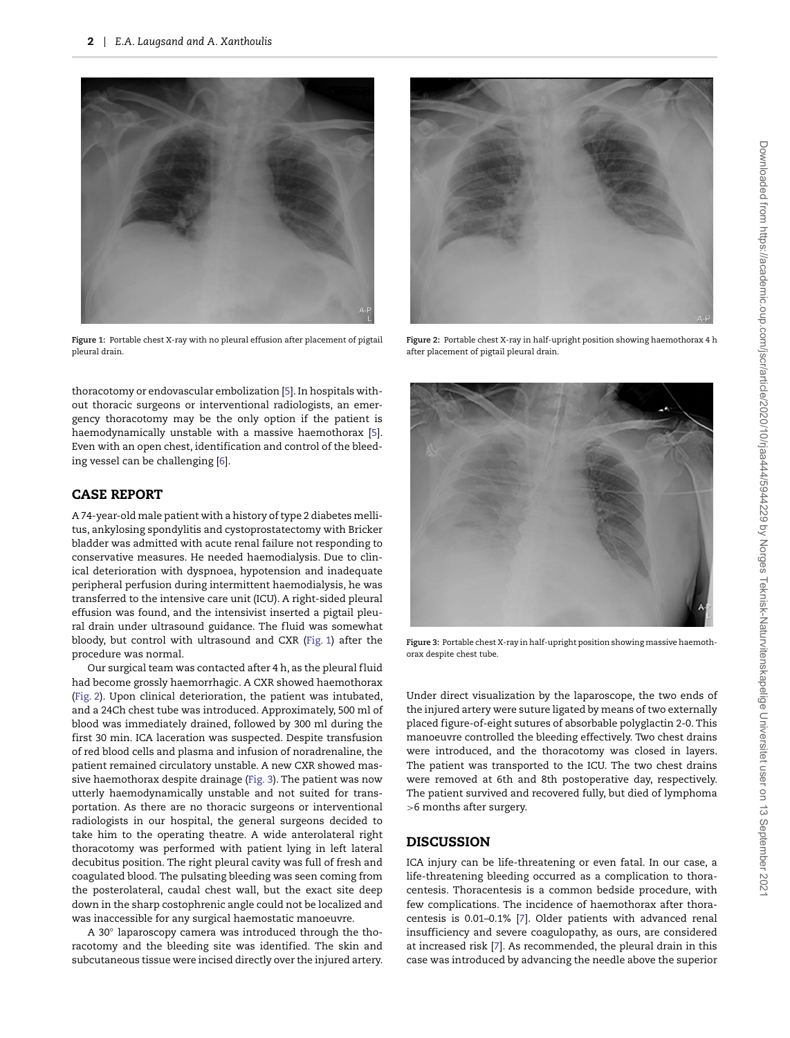Figure 1: Portable chest X-ray with no pleural effusion after placement of pigtail pleural drain.

Figure 2: Portable chest X-ray in half-upright position showing haemothorax 4 h after placement of pigtail pleural drain.

thoracotomy or endovascular embolization [5]. In hospitals without thoracic surgeons or interventional radiologists, an emergency thoracotomy may be the only option if the patient is haemodynamically unstable with a massive haemothorax [5]. Even with an open chest, identification and control of the bleeding vessel can be challenging [6].

## CASE REPORT

A 74-year-old male patient with a history of type 2 diabetes mellitus, ankylosing spondylitis and cystoprostatectomy with Bricker bladder was admitted with acute renal failure not responding to conservative measures. He needed haemodialysis. Due to clinical deterioration with dyspnoea, hypotension and inadequate peripheral perfusion during intermittent haemodialysis, he was transferred to the intensive care unit (ICU). A right-sided pleural effusion was found, and the intensivist inserted a pigtail pleural drain under ultrasound guidance. The fluid was somewhat bloody, but control with ultrasound and CXR (Fig. 1) after the procedure was normal.

Our surgical team was contacted after 4 h, as the pleural fluid had become grossly haemorrhagic. A CXR showed haemothorax (Fig. 2). Upon clinical deterioration, the patient was intubated, and a 24Ch chest tube was introduced. Approximately, 500 ml of blood was immediately drained, followed by 300 ml during the first 30 min. ICA laceration was suspected. Despite transfusion of red blood cells and plasma and infusion of noradrenaline, the patient remained circulatory unstable. A new CXR showed massive haemothorax despite drainage (Fig. 3). The patient was now utterly haemodynamically unstable and not suited for transportation. As there are no thoracic surgeons or interventional radiologists in our hospital, the general surgeons decided to take him to the operating theatre. A wide anterolateral right thoracotomy was performed with patient lying in left lateral decubitus position. The right pleural cavity was full of fresh and coagulated blood. The pulsating bleeding was seen coming from the posterolateral, caudal chest wall, but the exact site deep down in the sharp costophrenic angle could not be localized and was inaccessible for any surgical haemostatic manoeuvre.

A 30° laparoscopy camera was introduced through the thoracotomy and the bleeding site was identified. The skin and subcutaneous tissue were incised directly over the injured artery.

Figure 3: Portable chest X-ray in half-upright position showing massive haemothorax despite chest tube.

Under direct visualization by the laparoscope, the two ends of the injured artery were suture ligated by means of two externally placed figure-of-eight sutures of absorbable polyglactin 2-0. This manoeuvre controlled the bleeding effectively. Two chest drains were introduced, and the thoracotomy was closed in layers. The patient was transported to the ICU. The two chest drains were removed at 6th and 8th postoperative day, respectively. The patient survived and recovered fully, but died of lymphoma >6 months after surgery.

## DISCUSSION

ICA injury can be life-threatening or even fatal. In our case, a life-threatening bleeding occurred as a complication to thoracentesis. Thoracentesis is a common bedside procedure, with few complications. The incidence of haemothorax after thoracentesis is 0.01–0.1% [7]. Older patients with advanced renal insufficiency and severe coagulopathy, as ours, are considered at increased risk [7]. As recommended, the pleural drain in this case was introduced by advancing the needle above the superior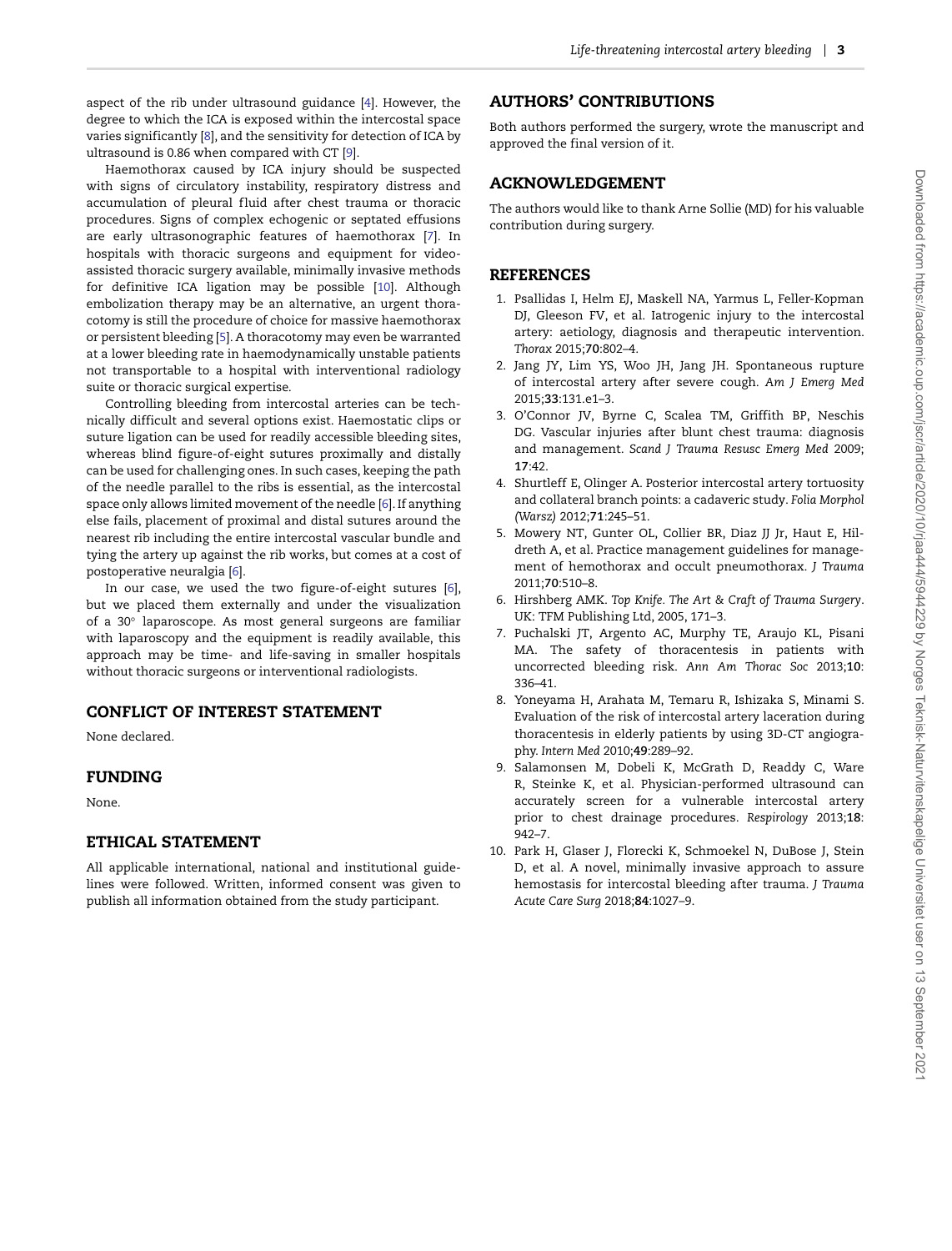aspect of the rib under ultrasound guidance [4]. However, the degree to which the ICA is exposed within the intercostal space varies significantly [8], and the sensitivity for detection of ICA by ultrasound is 0.86 when compared with CT [9].

Haemothorax caused by ICA injury should be suspected with signs of circulatory instability, respiratory distress and accumulation of pleural fluid after chest trauma or thoracic procedures. Signs of complex echogenic or septated effusions are early ultrasonographic features of haemothorax [7]. In hospitals with thoracic surgeons and equipment for video-assisted thoracic surgery available, minimally invasive methods for definitive ICA ligation may be possible [10]. Although embolization therapy may be an alternative, an urgent thoracotomy is still the procedure of choice for massive haemothorax or persistent bleeding [5]. A thoracotomy may even be warranted at a lower bleeding rate in haemodynamically unstable patients not transportable to a hospital with interventional radiology suite or thoracic surgical expertise.

Controlling bleeding from intercostal arteries can be technically difficult and several options exist. Haemostatic clips or suture ligation can be used for readily accessible bleeding sites, whereas blind figure-of-eight sutures proximally and distally can be used for challenging ones. In such cases, keeping the path of the needle parallel to the ribs is essential, as the intercostal space only allows limited movement of the needle [6]. If anything else fails, placement of proximal and distal sutures around the nearest rib including the entire intercostal vascular bundle and tying the artery up against the rib works, but comes at a cost of postoperative neuralgia [6].

In our case, we used the two figure-of-eight sutures [6], but we placed them externally and under the visualization of a 30° laparoscope. As most general surgeons are familiar with laparoscopy and the equipment is readily available, this approach may be time- and life-saving in smaller hospitals without thoracic surgeons or interventional radiologists.

## CONFLICT OF INTEREST STATEMENT

None declared.

## FUNDING

None.

## ETHICAL STATEMENT

All applicable international, national and institutional guidelines were followed. Written, informed consent was given to publish all information obtained from the study participant.

## AUTHORS' CONTRIBUTIONS

Both authors performed the surgery, wrote the manuscript and approved the final version of it.

## ACKNOWLEDGEMENT

The authors would like to thank Arne Sollie (MD) for his valuable contribution during surgery.

## REFERENCES

1. Psallidas I, Helm EJ, Maskell NA, Yarmus L, Feller-Kopman DJ, Gleeson FV, et al. Iatrogenic injury to the intercostal artery: aetiology, diagnosis and therapeutic intervention. *Thorax* 2015;**70**:802–4.
2. Jang JY, Lim YS, Woo JH, Jang JH. Spontaneous rupture of intercostal artery after severe cough. *Am J Emerg Med* 2015;**33**:131.e1–3.
3. O'Connor JV, Byrne C, Scalea TM, Griffith BP, Neschis DG. Vascular injuries after blunt chest trauma: diagnosis and management. *Scand J Trauma Resusc Emerg Med* 2009;**17**:42.
4. Shurtleff E, Olinger A. Posterior intercostal artery tortuosity and collateral branch points: a cadaveric study. *Folia Morphol (Warsz)* 2012;**71**:245–51.
5. Mowery NT, Gunter OL, Collier BR, Diaz JJ Jr, Haut E, Hildreth A, et al. Practice management guidelines for management of hemothorax and occult pneumothorax. *J Trauma* 2011;**70**:510–8.
6. Hirshberg AMK. *Top Knife. The Art & Craft of Trauma Surgery*. UK: TFM Publishing Ltd, 2005, 171–3.
7. Puchalski JT, Argento AC, Murphy TE, Araujo KL, Pisani MA. The safety of thoracentesis in patients with uncorrected bleeding risk. *Ann Am Thorac Soc* 2013;**10**:336–41.
8. Yoneyama H, Arahata M, Temaru R, Ishizaka S, Minami S. Evaluation of the risk of intercostal artery laceration during thoracentesis in elderly patients by using 3D-CT angiography. *Intern Med* 2010;**49**:289–92.
9. Salamonsen M, Dobeli K, McGrath D, Readdy C, Ware R, Steinke K, et al. Physician-performed ultrasound can accurately screen for a vulnerable intercostal artery prior to chest drainage procedures. *Respirology* 2013;**18**:942–7.
10. Park H, Glaser J, Florecki K, Schoemoekel N, DuBose J, Stein D, et al. A novel, minimally invasive approach to assure hemostasis for intercostal bleeding after trauma. *J Trauma Acute Care Surg* 2018;**84**:1027–9.